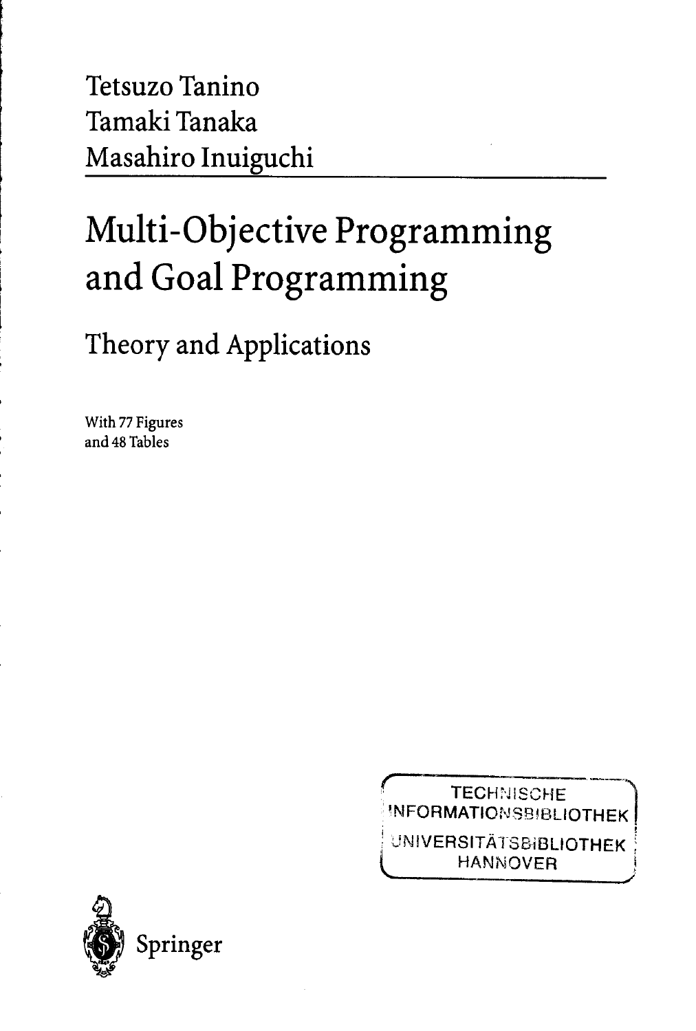Tetsuzo Tanino
Tamaki Tanaka
Masahiro Inuiguchi

# Multi-Objective Programming and Goal Programming

## Theory and Applications

With 77 Figures
and 48 Tables

TECHNISCHE
INFORMATIONSBIBLIOTHEK
UNIVERSITÄTSBIBLIOTHEK
HANNOVER

Springer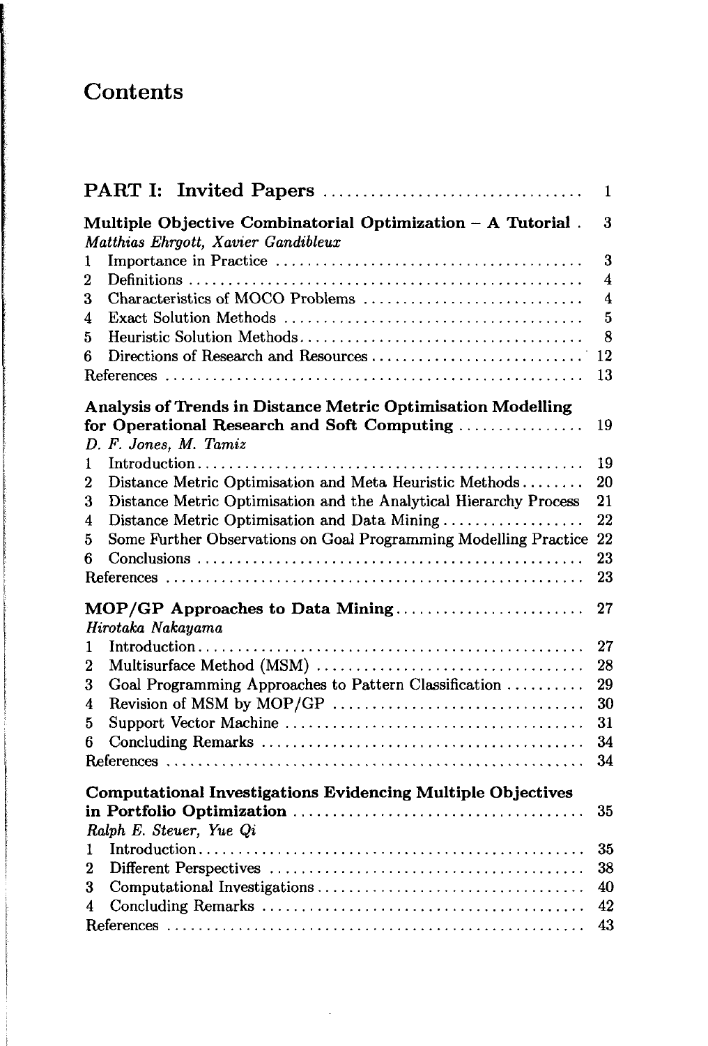# Contents

**PART I: Invited Papers** ..... 1

**Multiple Objective Combinatorial Optimization – A Tutorial** . 3
*Matthias Ehrgott, Xavier Gandibleux*

1 Importance in Practice ..... 3
2 Definitions ..... 4
3 Characteristics of MOCO Problems ..... 4
4 Exact Solution Methods ..... 5
5 Heuristic Solution Methods ..... 8
6 Directions of Research and Resources ..... 12
References ..... 13

**Analysis of Trends in Distance Metric Optimisation Modelling for Operational Research and Soft Computing** ..... 19
*D. F. Jones, M. Tamiz*

1 Introduction ..... 19
2 Distance Metric Optimisation and Meta Heuristic Methods ..... 20
3 Distance Metric Optimisation and the Analytical Hierarchy Process 21
4 Distance Metric Optimisation and Data Mining ..... 22
5 Some Further Observations on Goal Programming Modelling Practice 22
6 Conclusions ..... 23
References ..... 23

**MOP/GP Approaches to Data Mining** ..... 27
*Hirotaka Nakayama*

1 Introduction ..... 27
2 Multisurface Method (MSM) ..... 28
3 Goal Programming Approaches to Pattern Classification ..... 29
4 Revision of MSM by MOP/GP ..... 30
5 Support Vector Machine ..... 31
6 Concluding Remarks ..... 34
References ..... 34

**Computational Investigations Evidencing Multiple Objectives in Portfolio Optimization** ..... 35
*Ralph E. Steuer, Yue Qi*

1 Introduction ..... 35
2 Different Perspectives ..... 38
3 Computational Investigations ..... 40
4 Concluding Remarks ..... 42
References ..... 43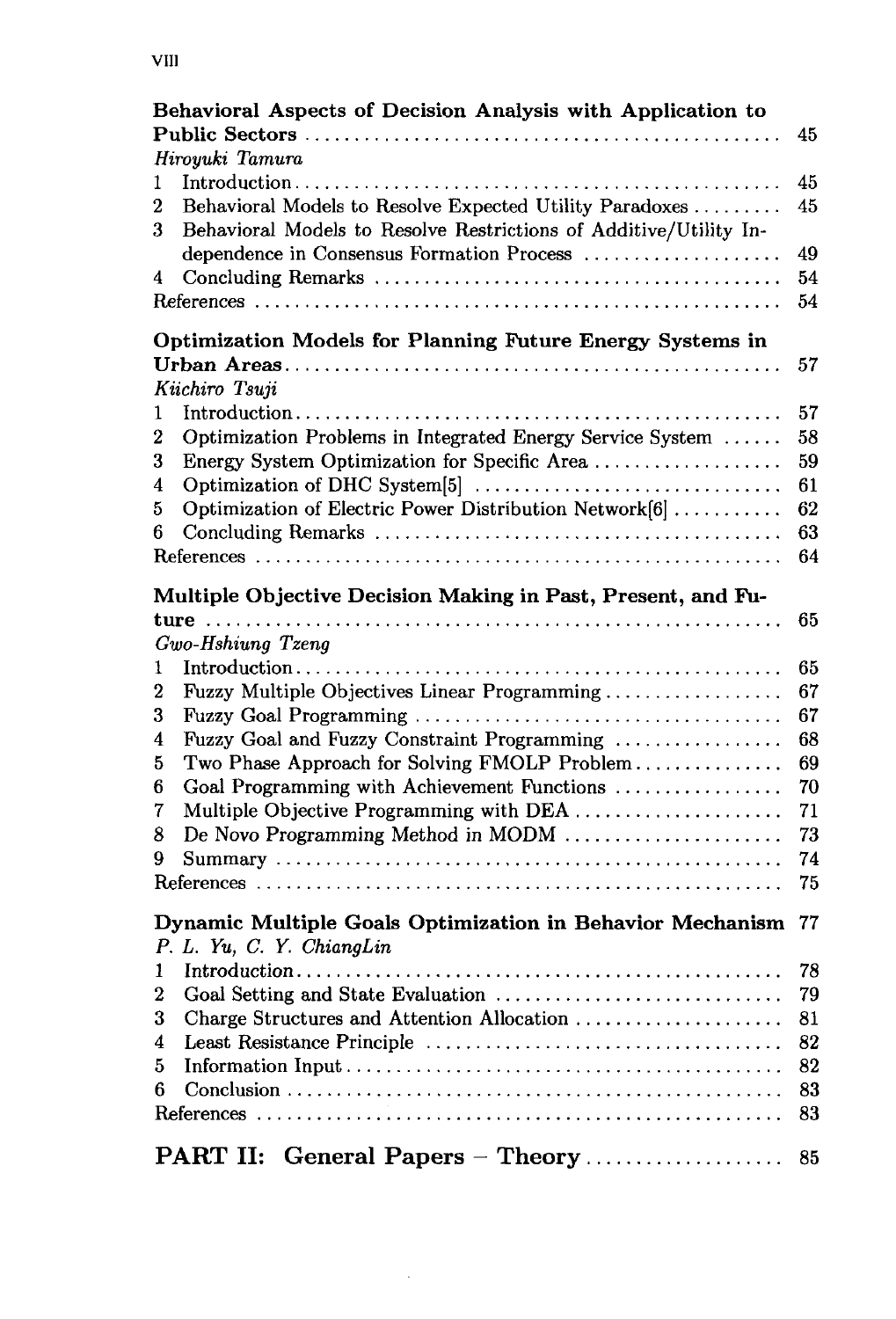**Behavioral Aspects of Decision Analysis with Application to Public Sectors** ..... 45
*Hiroyuki Tamura*

1 Introduction ..... 45
2 Behavioral Models to Resolve Expected Utility Paradoxes ..... 45
3 Behavioral Models to Resolve Restrictions of Additive/Utility Independence in Consensus Formation Process ..... 49
4 Concluding Remarks ..... 54
References ..... 54

**Optimization Models for Planning Future Energy Systems in Urban Areas** ..... 57
*Kiichiro Tsuji*

1 Introduction ..... 57
2 Optimization Problems in Integrated Energy Service System ..... 58
3 Energy System Optimization for Specific Area ..... 59
4 Optimization of DHC System[5] ..... 61
5 Optimization of Electric Power Distribution Network[6] ..... 62
6 Concluding Remarks ..... 63
References ..... 64

**Multiple Objective Decision Making in Past, Present, and Future** ..... 65
*Gwo-Hshiung Tzeng*

1 Introduction ..... 65
2 Fuzzy Multiple Objectives Linear Programming ..... 67
3 Fuzzy Goal Programming ..... 67
4 Fuzzy Goal and Fuzzy Constraint Programming ..... 68
5 Two Phase Approach for Solving FMOLP Problem ..... 69
6 Goal Programming with Achievement Functions ..... 70
7 Multiple Objective Programming with DEA ..... 71
8 De Novo Programming Method in MODM ..... 73
9 Summary ..... 74
References ..... 75

**Dynamic Multiple Goals Optimization in Behavior Mechanism** 77
*P. L. Yu, C. Y. ChiangLin*

1 Introduction ..... 78
2 Goal Setting and State Evaluation ..... 79
3 Charge Structures and Attention Allocation ..... 81
4 Least Resistance Principle ..... 82
5 Information Input ..... 82
6 Conclusion ..... 83
References ..... 83

## PART II: General Papers – Theory ..... 85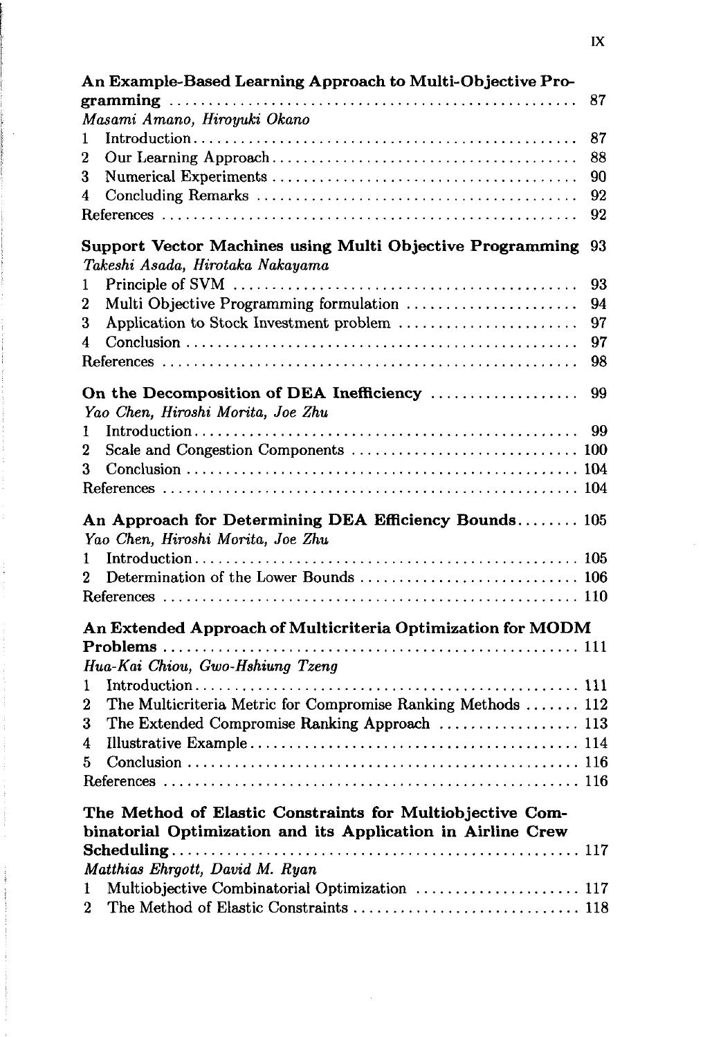**An Example-Based Learning Approach to Multi-Objective Programming** .... 87
*Masami Amano, Hiroyuki Okano*

1 Introduction .... 87
2 Our Learning Approach .... 88
3 Numerical Experiments .... 90
4 Concluding Remarks .... 92
References .... 92

**Support Vector Machines using Multi Objective Programming** 93
*Takeshi Asada, Hirotaka Nakayama*

1 Principle of SVM .... 93
2 Multi Objective Programming formulation .... 94
3 Application to Stock Investment problem .... 97
4 Conclusion .... 97
References .... 98

**On the Decomposition of DEA Inefficiency** .... 99
*Yao Chen, Hiroshi Morita, Joe Zhu*

1 Introduction .... 99
2 Scale and Congestion Components .... 100
3 Conclusion .... 104
References .... 104

**An Approach for Determining DEA Efficiency Bounds** .... 105
*Yao Chen, Hiroshi Morita, Joe Zhu*

1 Introduction .... 105
2 Determination of the Lower Bounds .... 106
References .... 110

**An Extended Approach of Multicriteria Optimization for MODM Problems** .... 111
*Hua-Kai Chiou, Gwo-Hshiung Tzeng*

1 Introduction .... 111
2 The Multicriteria Metric for Compromise Ranking Methods .... 112
3 The Extended Compromise Ranking Approach .... 113
4 Illustrative Example .... 114
5 Conclusion .... 116
References .... 116

**The Method of Elastic Constraints for Multiobjective Combinatorial Optimization and its Application in Airline Crew Scheduling** .... 117
*Matthias Ehrgott, David M. Ryan*

1 Multiobjective Combinatorial Optimization .... 117
2 The Method of Elastic Constraints .... 118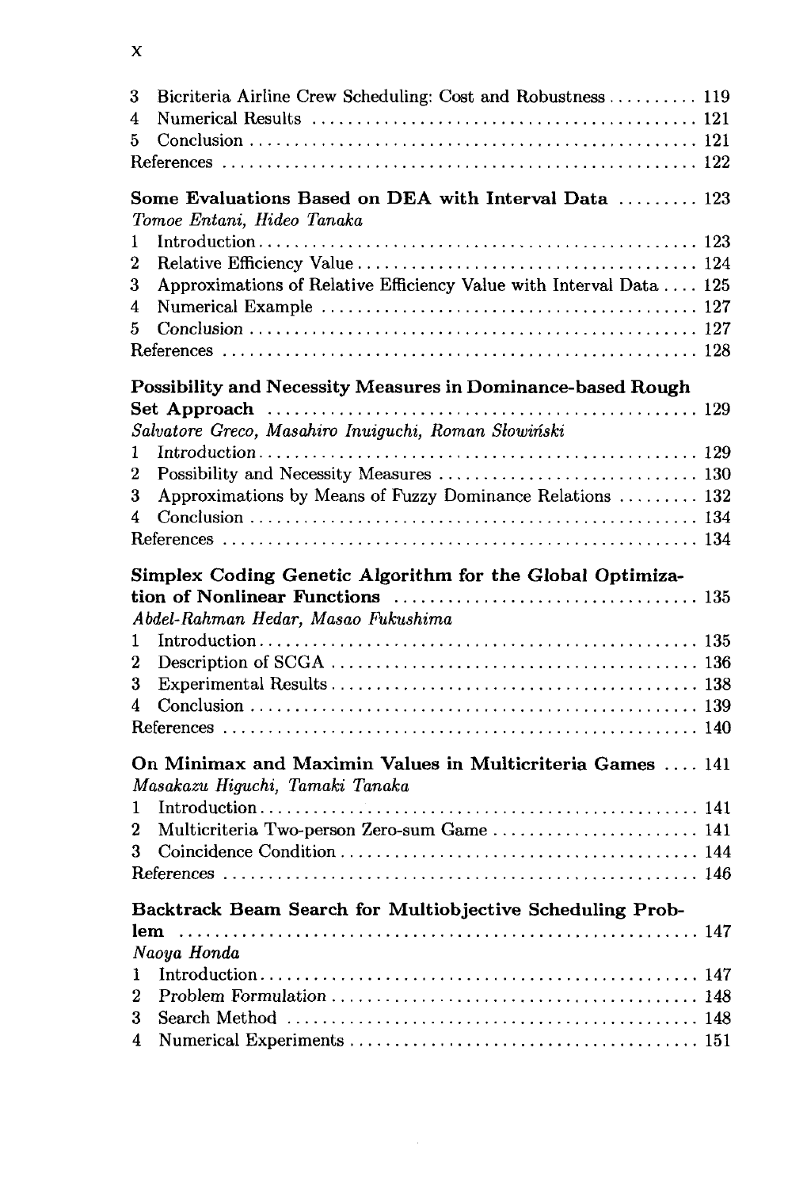3 Bicriteria Airline Crew Scheduling: Cost and Robustness .......... 119
4 Numerical Results .......... 121
5 Conclusion .......... 121
References .......... 122

**Some Evaluations Based on DEA with Interval Data** .......... 123
*Tomoe Entani, Hideo Tanaka*
1 Introduction .......... 123
2 Relative Efficiency Value .......... 124
3 Approximations of Relative Efficiency Value with Interval Data .......... 125
4 Numerical Example .......... 127
5 Conclusion .......... 127
References .......... 128

**Possibility and Necessity Measures in Dominance-based Rough Set Approach** .......... 129
*Salvatore Greco, Masahiro Inuiguchi, Roman Słowiński*
1 Introduction .......... 129
2 Possibility and Necessity Measures .......... 130
3 Approximations by Means of Fuzzy Dominance Relations .......... 132
4 Conclusion .......... 134
References .......... 134

**Simplex Coding Genetic Algorithm for the Global Optimization of Nonlinear Functions** .......... 135
*Abdel-Rahman Hedar, Masao Fukushima*
1 Introduction .......... 135
2 Description of SCGA .......... 136
3 Experimental Results .......... 138
4 Conclusion .......... 139
References .......... 140

**On Minimax and Maximin Values in Multicriteria Games** .......... 141
*Masakazu Higuchi, Tamaki Tanaka*
1 Introduction .......... 141
2 Multicriteria Two-person Zero-sum Game .......... 141
3 Coincidence Condition .......... 144
References .......... 146

**Backtrack Beam Search for Multiobjective Scheduling Problem** .......... 147
*Naoya Honda*
1 Introduction .......... 147
2 Problem Formulation .......... 148
3 Search Method .......... 148
4 Numerical Experiments .......... 151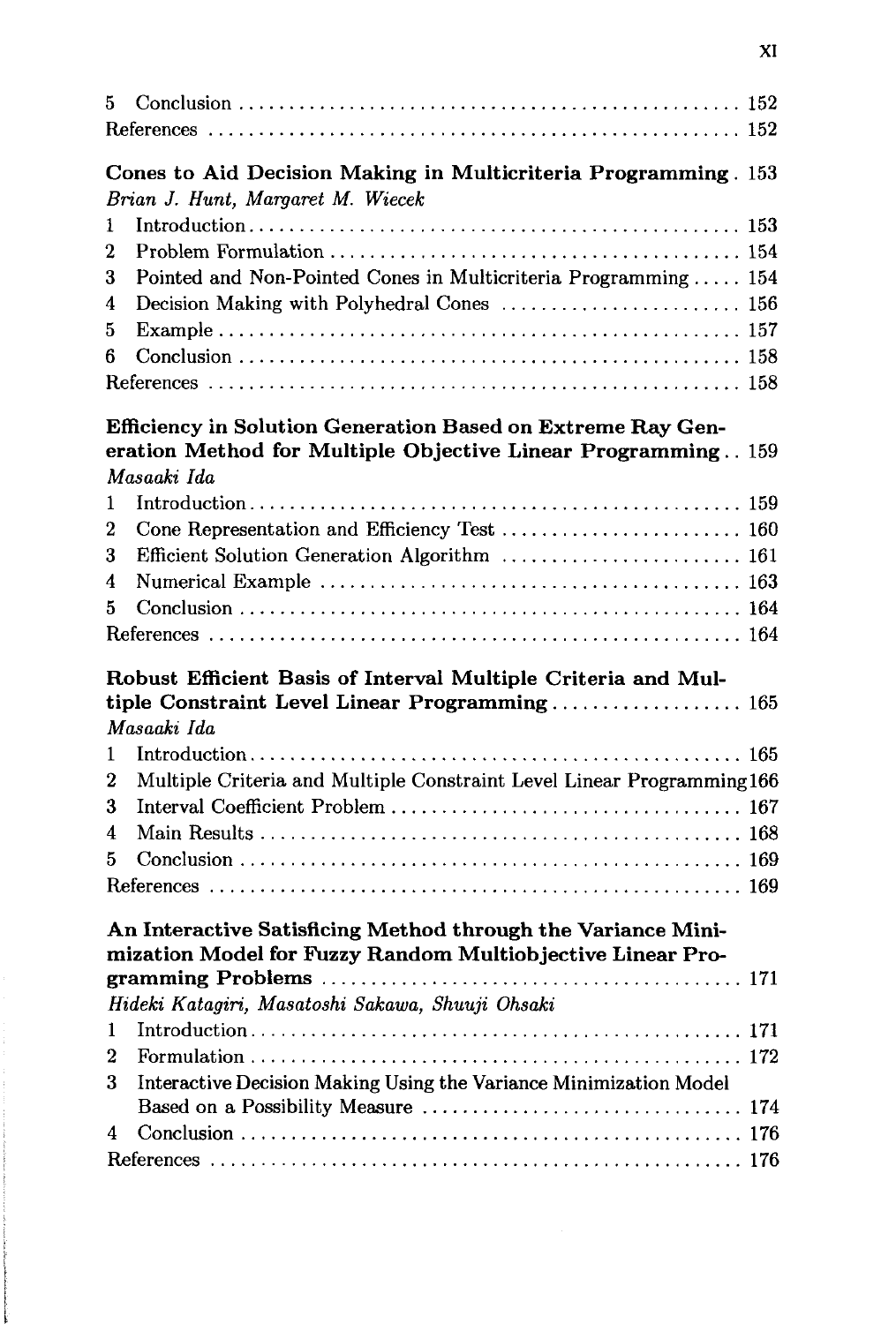5 Conclusion ..................................................... 152
References ....................................................... 152

**Cones to Aid Decision Making in Multicriteria Programming** . 153
*Brian J. Hunt, Margaret M. Wiecek*

1 Introduction ..................................................... 153
2 Problem Formulation .............................................. 154
3 Pointed and Non-Pointed Cones in Multicriteria Programming ..... 154
4 Decision Making with Polyhedral Cones ........................... 156
5 Example .......................................................... 157
6 Conclusion ....................................................... 158
References ....................................................... 158

**Efficiency in Solution Generation Based on Extreme Ray Generation Method for Multiple Objective Linear Programming** .. 159
*Masaaki Ida*

1 Introduction ..................................................... 159
2 Cone Representation and Efficiency Test ......................... 160
3 Efficient Solution Generation Algorithm ......................... 161
4 Numerical Example ................................................ 163
5 Conclusion ....................................................... 164
References ....................................................... 164

**Robust Efficient Basis of Interval Multiple Criteria and Multiple Constraint Level Linear Programming** ................... 165
*Masaaki Ida*

1 Introduction ..................................................... 165
2 Multiple Criteria and Multiple Constraint Level Linear Programming 166
3 Interval Coefficient Problem ..................................... 167
4 Main Results ..................................................... 168
5 Conclusion ....................................................... 169
References ....................................................... 169

**An Interactive Satisficing Method through the Variance Minimization Model for Fuzzy Random Multiobjective Linear Programming Problems** ........................................... 171
*Hideki Katagiri, Masatoshi Sakawa, Shuuji Ohsaki*

1 Introduction ..................................................... 171
2 Formulation ...................................................... 172
3 Interactive Decision Making Using the Variance Minimization Model Based on a Possibility Measure ................................ 174
4 Conclusion ....................................................... 176
References ....................................................... 176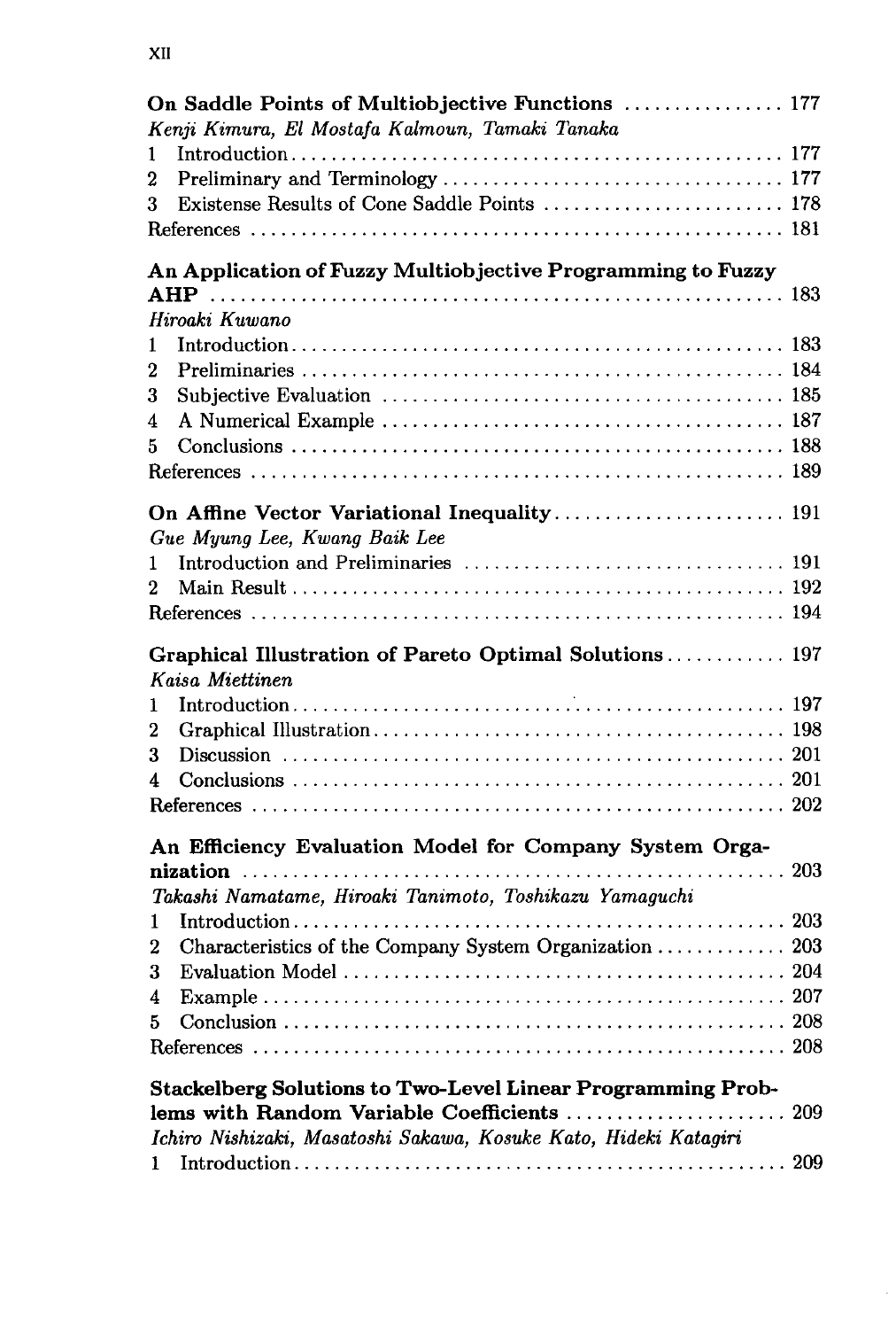**On Saddle Points of Multiobjective Functions** ................ 177
*Kenji Kimura, El Mostafa Kalmoun, Tamaki Tanaka*
1 Introduction ................................................ 177
2 Preliminary and Terminology ................................. 177
3 Existense Results of Cone Saddle Points ..................... 178
References .................................................... 181

**An Application of Fuzzy Multiobjective Programming to Fuzzy AHP** ........................................................ 183
*Hiroaki Kuwano*
1 Introduction ................................................ 183
2 Preliminaries ............................................... 184
3 Subjective Evaluation ....................................... 185
4 A Numerical Example ......................................... 187
5 Conclusions ................................................. 188
References .................................................... 189

**On Affine Vector Variational Inequality** ....................... 191
*Gue Myung Lee, Kwang Baik Lee*
1 Introduction and Preliminaries .............................. 191
2 Main Result ................................................. 192
References .................................................... 194

**Graphical Illustration of Pareto Optimal Solutions** ............ 197
*Kaisa Miettinen*
1 Introduction ................................................ 197
2 Graphical Illustration ...................................... 198
3 Discussion .................................................. 201
4 Conclusions ................................................. 201
References .................................................... 202

**An Efficiency Evaluation Model for Company System Organization** ..................................................... 203
*Takashi Namatame, Hiroaki Tanimoto, Toshikazu Yamaguchi*
1 Introduction ................................................ 203
2 Characteristics of the Company System Organization ......... 203
3 Evaluation Model ............................................ 204
4 Example ..................................................... 207
5 Conclusion .................................................. 208
References .................................................... 208

**Stackelberg Solutions to Two-Level Linear Programming Problems with Random Variable Coefficients** ...................... 209
*Ichiro Nishizaki, Masatoshi Sakawa, Kosuke Kato, Hideki Katagiri*
1 Introduction ................................................ 209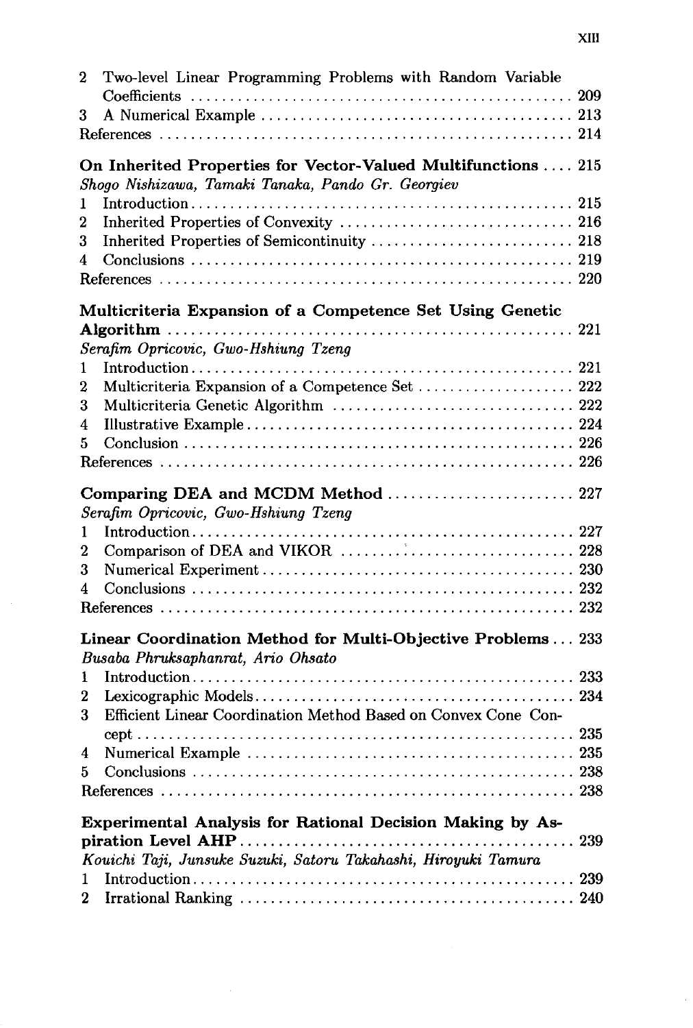2 Two-level Linear Programming Problems with Random Variable Coefficients ..... 209
3 A Numerical Example ..... 213
References ..... 214

**On Inherited Properties for Vector-Valued Multifunctions** ..... 215
*Shogo Nishizawa, Tamaki Tanaka, Pando Gr. Georgiev*
1 Introduction ..... 215
2 Inherited Properties of Convexity ..... 216
3 Inherited Properties of Semicontinuity ..... 218
4 Conclusions ..... 219
References ..... 220

**Multicriteria Expansion of a Competence Set Using Genetic Algorithm** ..... 221
*Serafim Opricovic, Gwo-Hshiung Tzeng*
1 Introduction ..... 221
2 Multicriteria Expansion of a Competence Set ..... 222
3 Multicriteria Genetic Algorithm ..... 222
4 Illustrative Example ..... 224
5 Conclusion ..... 226
References ..... 226

**Comparing DEA and MCDM Method** ..... 227
*Serafim Opricovic, Gwo-Hshiung Tzeng*
1 Introduction ..... 227
2 Comparison of DEA and VIKOR ..... 228
3 Numerical Experiment ..... 230
4 Conclusions ..... 232
References ..... 232

**Linear Coordination Method for Multi-Objective Problems** ..... 233
*Busaba Phruksaphanrat, Ario Ohsato*
1 Introduction ..... 233
2 Lexicographic Models ..... 234
3 Efficient Linear Coordination Method Based on Convex Cone Concept ..... 235
4 Numerical Example ..... 235
5 Conclusions ..... 238
References ..... 238

**Experimental Analysis for Rational Decision Making by Aspiration Level AHP** ..... 239
*Kouichi Taji, Junsuke Suzuki, Satoru Takahashi, Hiroyuki Tamura*
1 Introduction ..... 239
2 Irrational Ranking ..... 240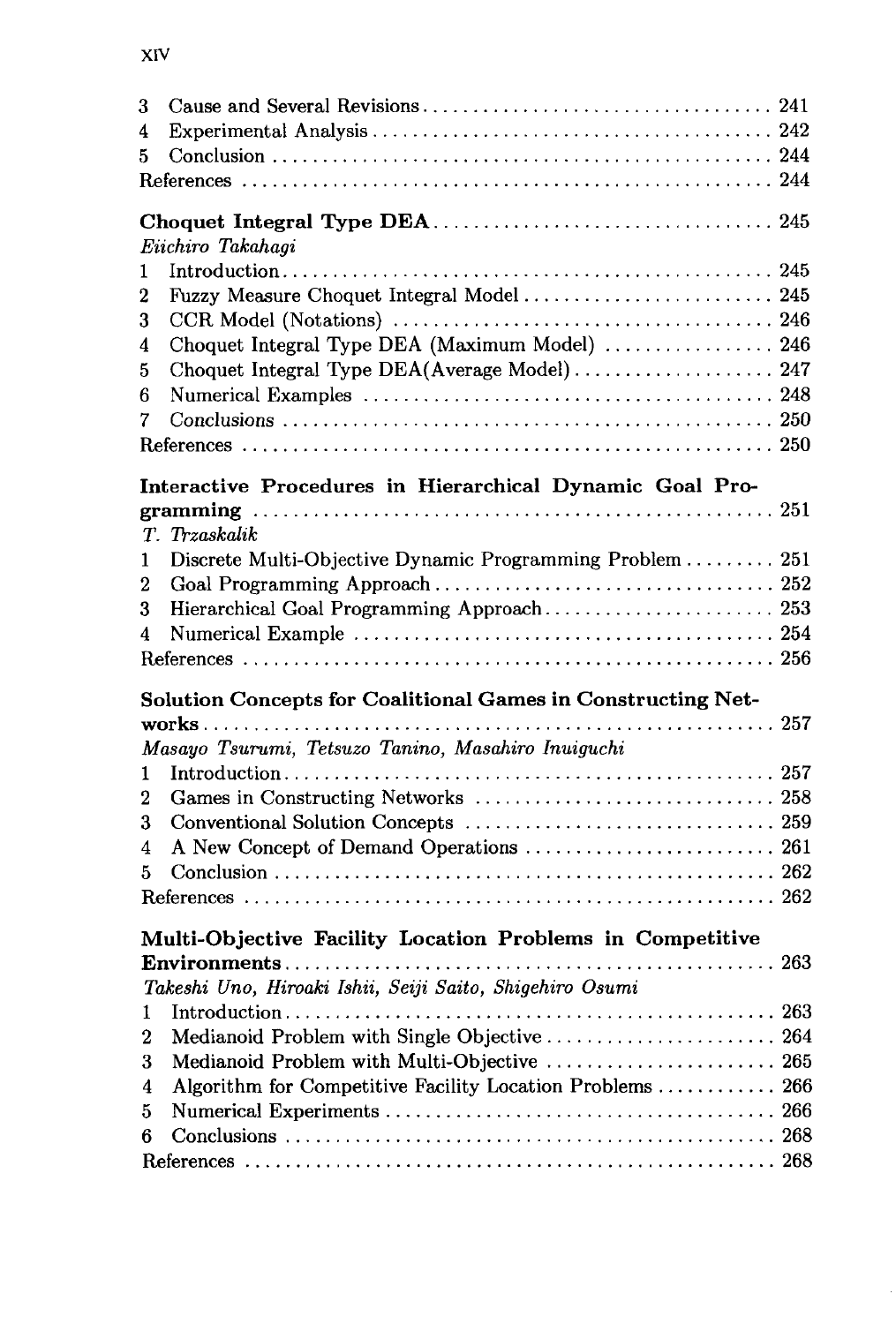3 Cause and Several Revisions .................................. 241
4 Experimental Analysis ........................................ 242
5 Conclusion ................................................... 244
References ..................................................... 244

**Choquet Integral Type DEA** .................................. 245
*Eiichiro Takahagi*
1 Introduction ................................................. 245
2 Fuzzy Measure Choquet Integral Model ......................... 245
3 CCR Model (Notations) ........................................ 246
4 Choquet Integral Type DEA (Maximum Model) .................... 246
5 Choquet Integral Type DEA(Average Model) ..................... 247
6 Numerical Examples ........................................... 248
7 Conclusions .................................................. 250
References ..................................................... 250

**Interactive Procedures in Hierarchical Dynamic Goal Programming** ... 251
*T. Trzaskalik*
1 Discrete Multi-Objective Dynamic Programming Problem ......... 251
2 Goal Programming Approach .................................... 252
3 Hierarchical Goal Programming Approach ....................... 253
4 Numerical Example ............................................ 254
References ..................................................... 256

**Solution Concepts for Coalitional Games in Constructing Networks** ... 257
*Masayo Tsurumi, Tetsuzo Tanino, Masahiro Inuiguchi*
1 Introduction ................................................. 257
2 Games in Constructing Networks ............................... 258
3 Conventional Solution Concepts ............................... 259
4 A New Concept of Demand Operations ........................... 261
5 Conclusion ................................................... 262
References ..................................................... 262

**Multi-Objective Facility Location Problems in Competitive Environments** ... 263
*Takeshi Uno, Hiroaki Ishii, Seiji Saito, Shigehiro Osumi*
1 Introduction ................................................. 263
2 Medianoid Problem with Single Objective ...................... 264
3 Medianoid Problem with Multi-Objective ....................... 265
4 Algorithm for Competitive Facility Location Problems ......... 266
5 Numerical Experiments ........................................ 266
6 Conclusions .................................................. 268
References ..................................................... 268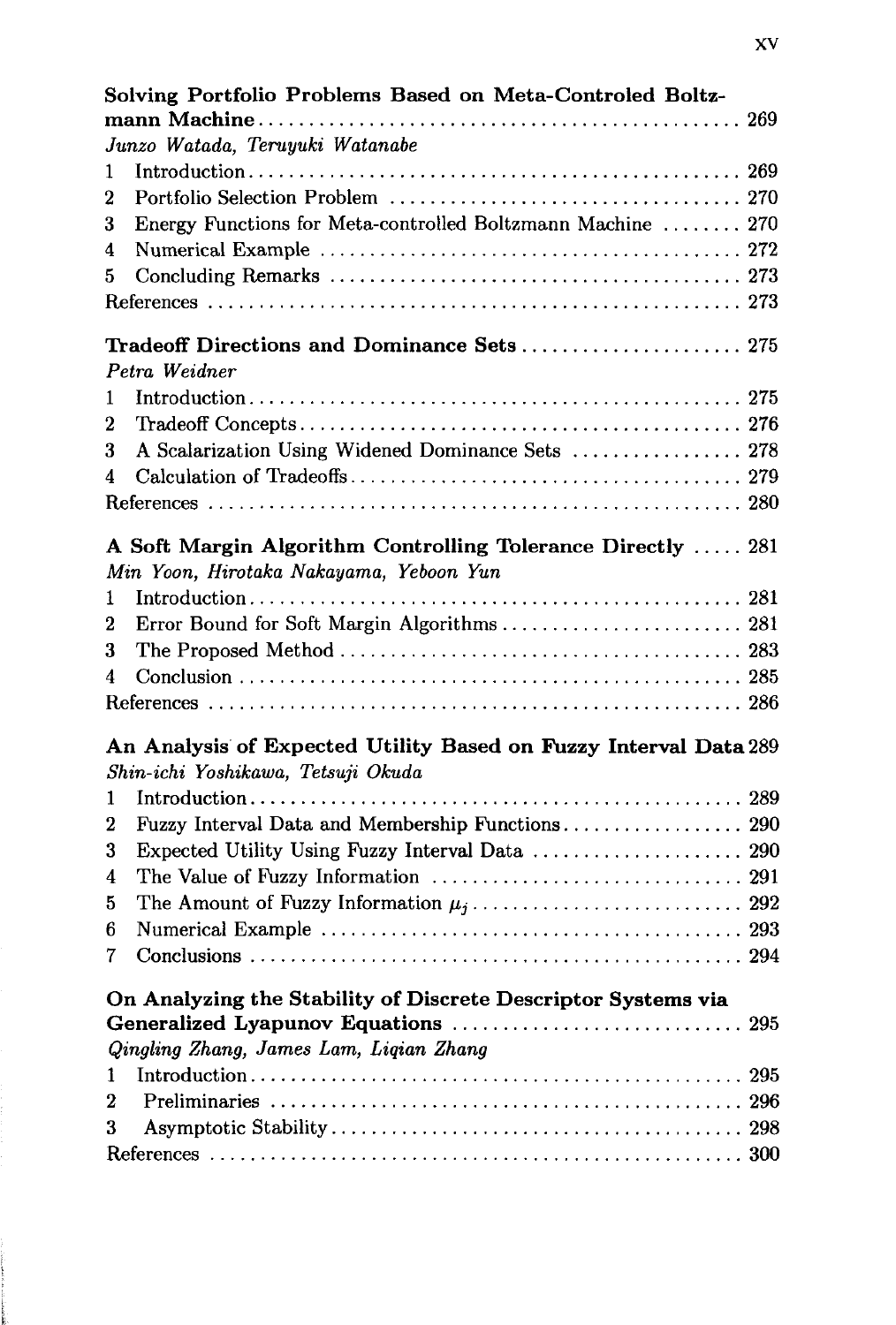**Solving Portfolio Problems Based on Meta-Controled Boltzmann Machine** ..... 269
*Junzo Watada, Teruyuki Watanabe*

1 Introduction ..... 269
2 Portfolio Selection Problem ..... 270
3 Energy Functions for Meta-controlled Boltzmann Machine ..... 270
4 Numerical Example ..... 272
5 Concluding Remarks ..... 273
References ..... 273

**Tradeoff Directions and Dominance Sets** ..... 275
*Petra Weidner*

1 Introduction ..... 275
2 Tradeoff Concepts ..... 276
3 A Scalarization Using Widened Dominance Sets ..... 278
4 Calculation of Tradeoffs ..... 279
References ..... 280

**A Soft Margin Algorithm Controlling Tolerance Directly** ..... 281
*Min Yoon, Hirotaka Nakayama, Yeboon Yun*

1 Introduction ..... 281
2 Error Bound for Soft Margin Algorithms ..... 281
3 The Proposed Method ..... 283
4 Conclusion ..... 285
References ..... 286

**An Analysis of Expected Utility Based on Fuzzy Interval Data** 289
*Shin-ichi Yoshikawa, Tetsuji Okuda*

1 Introduction ..... 289
2 Fuzzy Interval Data and Membership Functions ..... 290
3 Expected Utility Using Fuzzy Interval Data ..... 290
4 The Value of Fuzzy Information ..... 291
5 The Amount of Fuzzy Information $\mu_j$ ..... 292
6 Numerical Example ..... 293
7 Conclusions ..... 294

**On Analyzing the Stability of Discrete Descriptor Systems via Generalized Lyapunov Equations** ..... 295
*Qingling Zhang, James Lam, Liqian Zhang*

1 Introduction ..... 295
2 Preliminaries ..... 296
3 Asymptotic Stability ..... 298
References ..... 300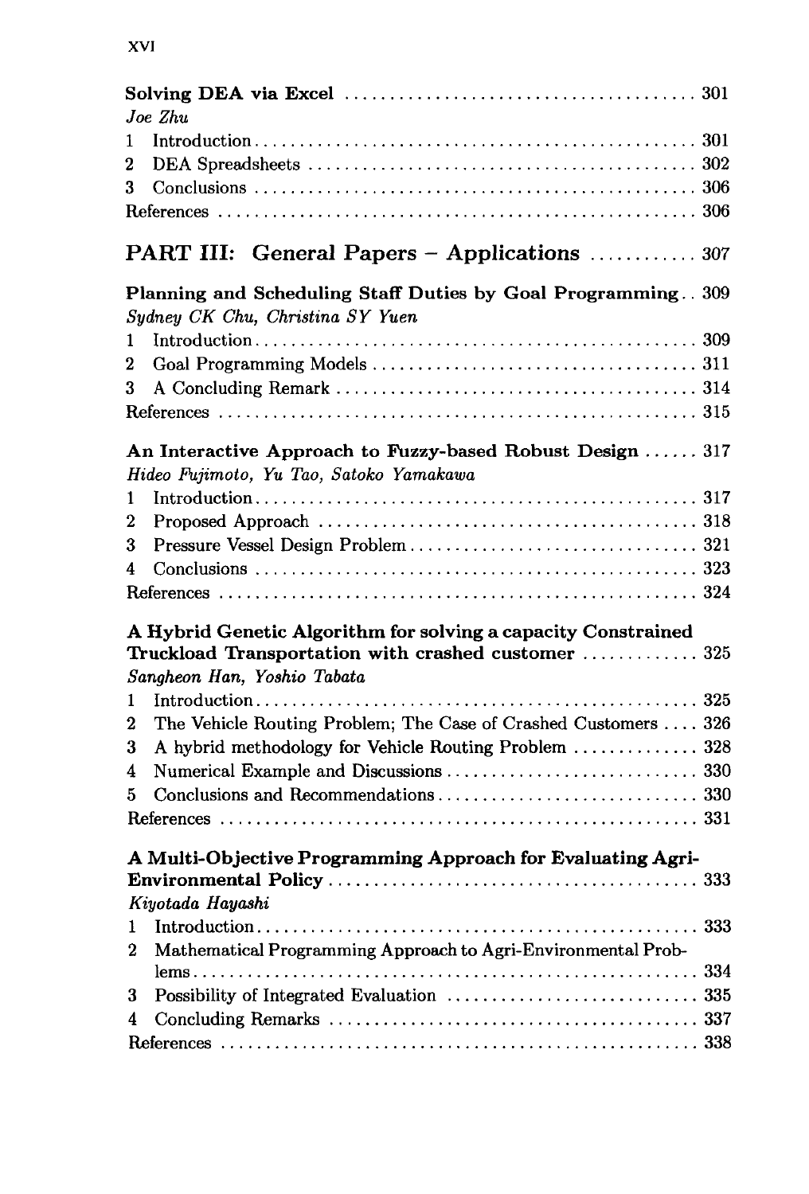**Solving DEA via Excel** ..................................... 301
*Joe Zhu*

1 Introduction ..................................... 301
2 DEA Spreadsheets ..................................... 302
3 Conclusions ..................................... 306
References ..................................... 306

## PART III: General Papers – Applications ............ 307

**Planning and Scheduling Staff Duties by Goal Programming** .. 309
*Sydney CK Chu, Christina SY Yuen*

1 Introduction ..................................... 309
2 Goal Programming Models ..................................... 311
3 A Concluding Remark ..................................... 314
References ..................................... 315

**An Interactive Approach to Fuzzy-based Robust Design** ...... 317
*Hideo Fujimoto, Yu Tao, Satoko Yamakawa*

1 Introduction ..................................... 317
2 Proposed Approach ..................................... 318
3 Pressure Vessel Design Problem ..................................... 321
4 Conclusions ..................................... 323
References ..................................... 324

**A Hybrid Genetic Algorithm for solving a capacity Constrained Truckload Transportation with crashed customer** ............. 325
*Sangheon Han, Yoshio Tabata*

1 Introduction ..................................... 325
2 The Vehicle Routing Problem; The Case of Crashed Customers .... 326
3 A hybrid methodology for Vehicle Routing Problem ............. 328
4 Numerical Example and Discussions ..................................... 330
5 Conclusions and Recommendations ..................................... 330
References ..................................... 331

**A Multi-Objective Programming Approach for Evaluating Agri-Environmental Policy** ..................................... 333
*Kiyotada Hayashi*

1 Introduction ..................................... 333
2 Mathematical Programming Approach to Agri-Environmental Problems ..................................... 334
3 Possibility of Integrated Evaluation ..................................... 335
4 Concluding Remarks ..................................... 337
References ..................................... 338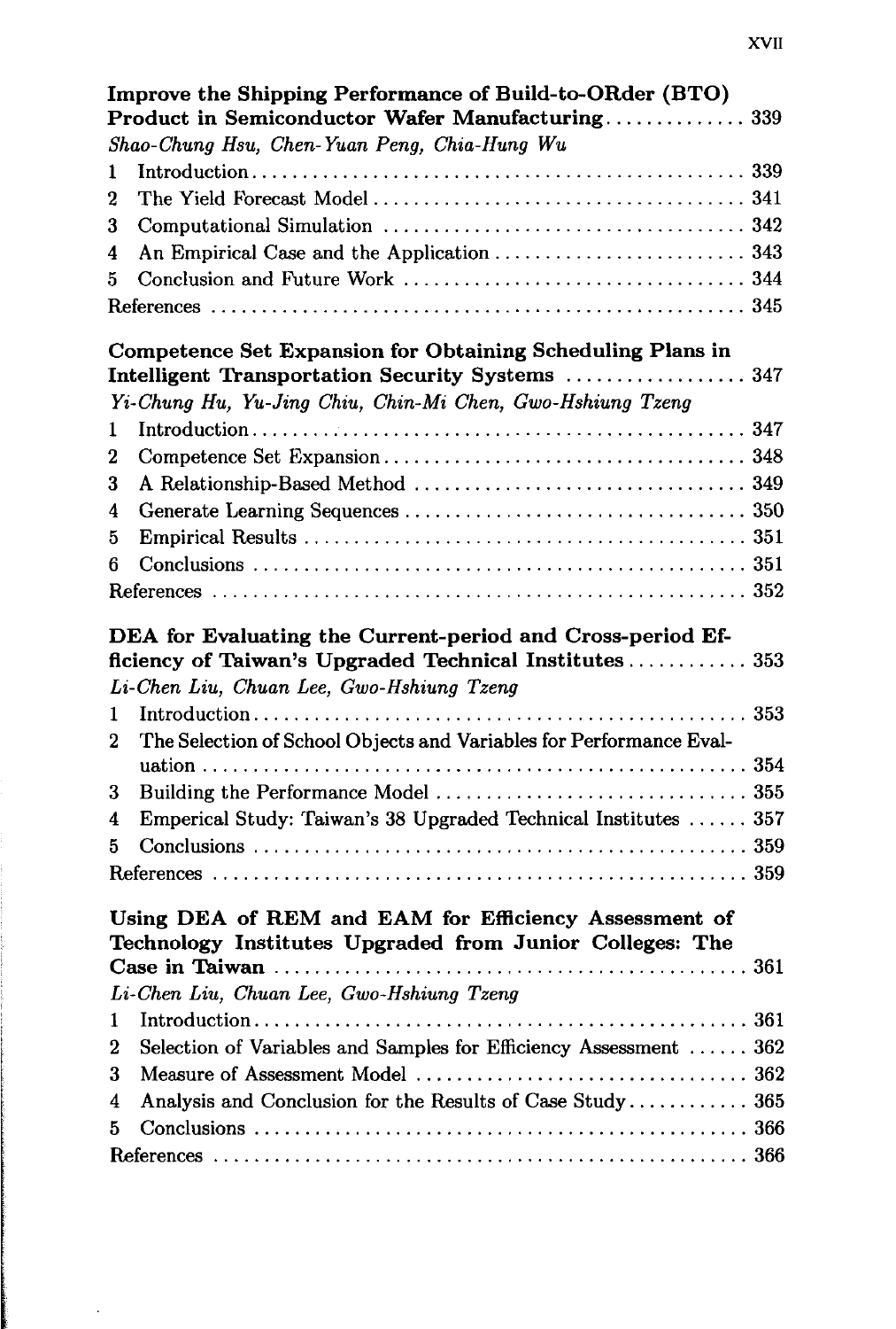**Improve the Shipping Performance of Build-to-ORder (BTO) Product in Semiconductor Wafer Manufacturing** .............. 339
*Shao-Chung Hsu, Chen-Yuan Peng, Chia-Hung Wu*

1 Introduction .............................................. 339
2 The Yield Forecast Model ...................................... 341
3 Computational Simulation ..................................... 342
4 An Empirical Case and the Application .......................... 343
5 Conclusion and Future Work ................................... 344
References .................................................. 345

**Competence Set Expansion for Obtaining Scheduling Plans in Intelligent Transportation Security Systems** .................. 347
*Yi-Chung Hu, Yu-Jing Chiu, Chin-Mi Chen, Gwo-Hshiung Tzeng*

1 Introduction .............................................. 347
2 Competence Set Expansion ..................................... 348
3 A Relationship-Based Method .................................. 349
4 Generate Learning Sequences .................................. 350
5 Empirical Results ............................................ 351
6 Conclusions ................................................ 351
References .................................................. 352

**DEA for Evaluating the Current-period and Cross-period Efficiency of Taiwan's Upgraded Technical Institutes** ............ 353
*Li-Chen Liu, Chuan Lee, Gwo-Hshiung Tzeng*

1 Introduction .............................................. 353
2 The Selection of School Objects and Variables for Performance Evaluation .................................................. 354
3 Building the Performance Model ............................... 355
4 Emperical Study: Taiwan's 38 Upgraded Technical Institutes ...... 357
5 Conclusions ................................................ 359
References .................................................. 359

**Using DEA of REM and EAM for Efficiency Assessment of Technology Institutes Upgraded from Junior Colleges: The Case in Taiwan** ............................................. 361
*Li-Chen Liu, Chuan Lee, Gwo-Hshiung Tzeng*

1 Introduction .............................................. 361
2 Selection of Variables and Samples for Efficiency Assessment ...... 362
3 Measure of Assessment Model ................................. 362
4 Analysis and Conclusion for the Results of Case Study ............ 365
5 Conclusions ................................................ 366
References .................................................. 366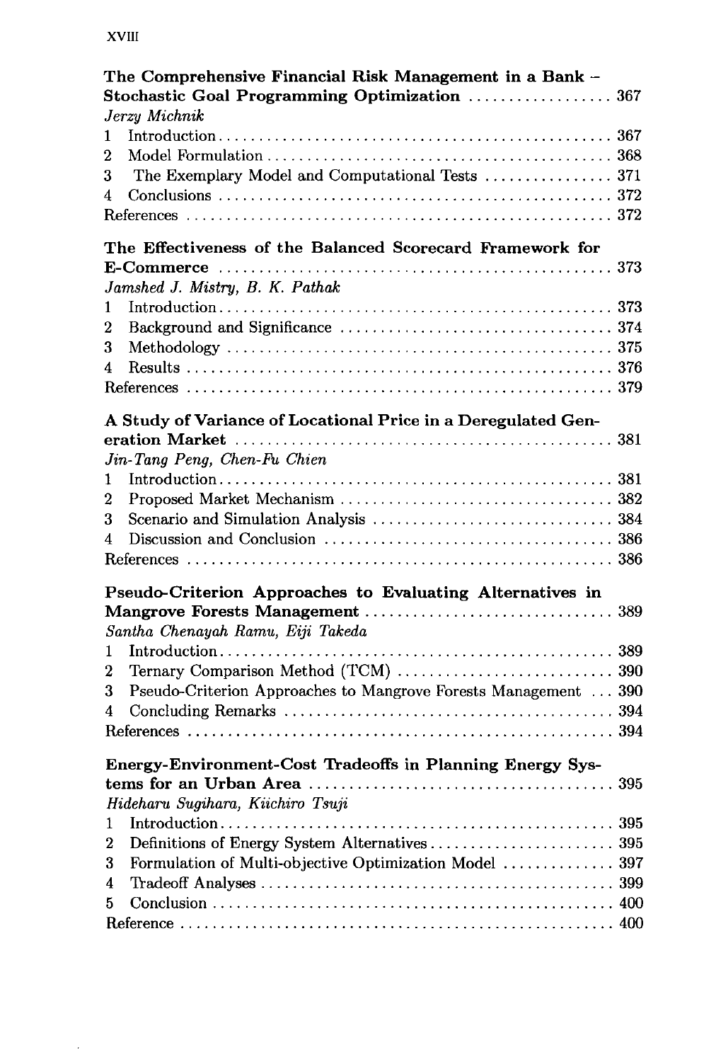**The Comprehensive Financial Risk Management in a Bank – Stochastic Goal Programming Optimization** ..... 367
*Jerzy Michnik*

1 Introduction ..... 367
2 Model Formulation ..... 368
3 The Exemplary Model and Computational Tests ..... 371
4 Conclusions ..... 372
References ..... 372

**The Effectiveness of the Balanced Scorecard Framework for E-Commerce** ..... 373
*Jamshed J. Mistry, B. K. Pathak*

1 Introduction ..... 373
2 Background and Significance ..... 374
3 Methodology ..... 375
4 Results ..... 376
References ..... 379

**A Study of Variance of Locational Price in a Deregulated Generation Market** ..... 381
*Jin-Tang Peng, Chen-Fu Chien*

1 Introduction ..... 381
2 Proposed Market Mechanism ..... 382
3 Scenario and Simulation Analysis ..... 384
4 Discussion and Conclusion ..... 386
References ..... 386

**Pseudo-Criterion Approaches to Evaluating Alternatives in Mangrove Forests Management** ..... 389
*Santha Chenayah Ramu, Eiji Takeda*

1 Introduction ..... 389
2 Ternary Comparison Method (TCM) ..... 390
3 Pseudo-Criterion Approaches to Mangrove Forests Management ..... 390
4 Concluding Remarks ..... 394
References ..... 394

**Energy-Environment-Cost Tradeoffs in Planning Energy Systems for an Urban Area** ..... 395
*Hideharu Sugihara, Kiichiro Tsuji*

1 Introduction ..... 395
2 Definitions of Energy System Alternatives ..... 395
3 Formulation of Multi-objective Optimization Model ..... 397
4 Tradeoff Analyses ..... 399
5 Conclusion ..... 400
Reference ..... 400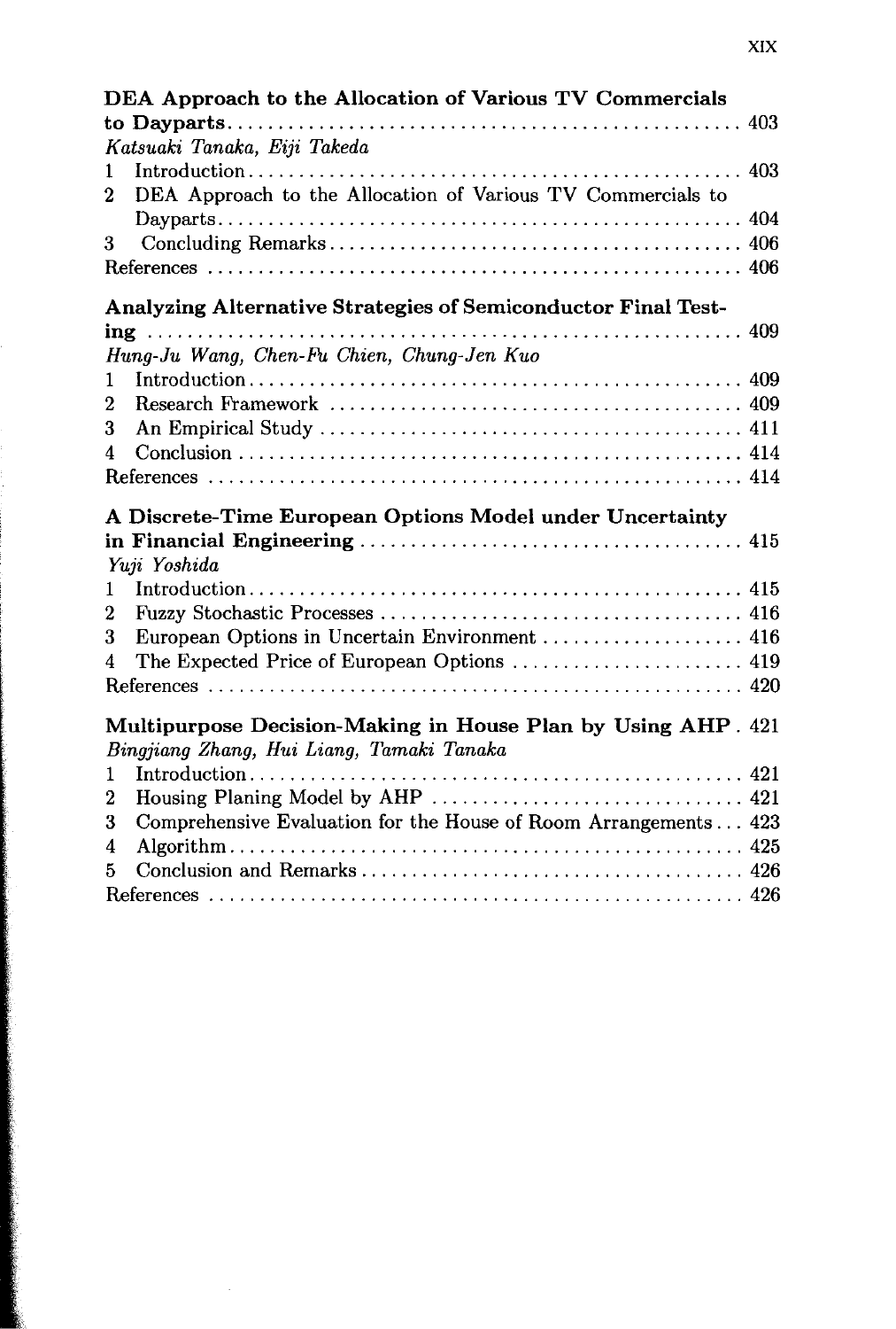**DEA Approach to the Allocation of Various TV Commercials to Dayparts** ........ 403
*Katsuaki Tanaka, Eiji Takeda*

1 Introduction ........ 403
2 DEA Approach to the Allocation of Various TV Commercials to Dayparts ........ 404
3 Concluding Remarks ........ 406
References ........ 406

**Analyzing Alternative Strategies of Semiconductor Final Testing** ........ 409
*Hung-Ju Wang, Chen-Fu Chien, Chung-Jen Kuo*

1 Introduction ........ 409
2 Research Framework ........ 409
3 An Empirical Study ........ 411
4 Conclusion ........ 414
References ........ 414

**A Discrete-Time European Options Model under Uncertainty in Financial Engineering** ........ 415
*Yuji Yoshida*

1 Introduction ........ 415
2 Fuzzy Stochastic Processes ........ 416
3 European Options in Uncertain Environment ........ 416
4 The Expected Price of European Options ........ 419
References ........ 420

**Multipurpose Decision-Making in House Plan by Using AHP** . 421
*Bingjiang Zhang, Hui Liang, Tamaki Tanaka*

1 Introduction ........ 421
2 Housing Planing Model by AHP ........ 421
3 Comprehensive Evaluation for the House of Room Arrangements ... 423
4 Algorithm ........ 425
5 Conclusion and Remarks ........ 426
References ........ 426